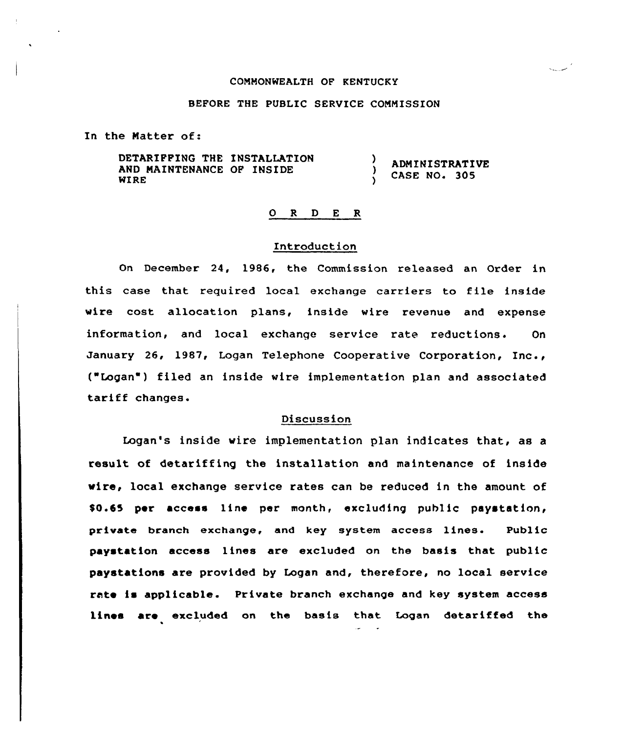COMMONWEALTH OF KENTUCKY

BEFORE THE PUBLIC SERVICE COMMISSION

In the Matter of:

| | | |
|---|---|---|
| DETARIFFING THE INSTALLATION AND MAINTENANCE OF INSIDE WIRE | ) ) ) | ADMINISTRATIVE CASE NO. 305 |

## O R D E R

### Introduction

On December 24, 1986, the Commission released an Order in this case that required local exchange carriers to file inside wire cost allocation plans, inside wire revenue and expense information, and local exchange service rate reductions. On January 26, 1987, Logan Telephone Cooperative Corporation, Inc., ("Logan") filed an inside wire implementation plan and associated tariff changes.

### Discussion

Logan's inside wire implementation plan indicates that, as a result of detariffing the installation and maintenance of inside wire, local exchange service rates can be reduced in the amount of $0.65 per access line per month, excluding public paystation, private branch exchange, and key system access lines. Public paystation access lines are excluded on the basis that public paystations are provided by Logan and, therefore, no local service rate is applicable. Private branch exchange and key system access lines are excluded on the basis that Logan detariffed the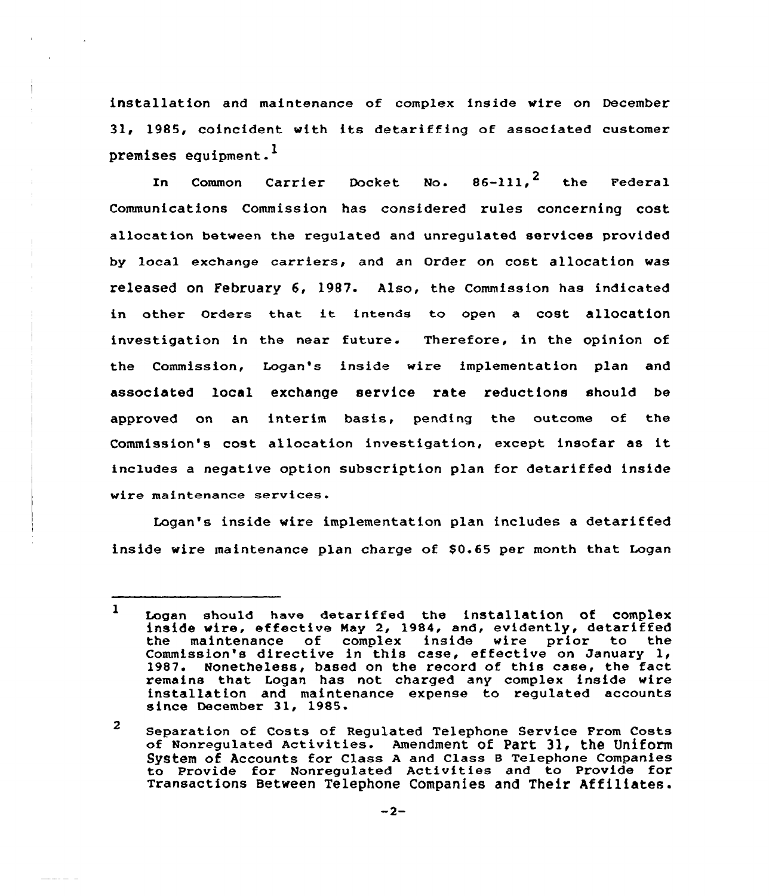installation and maintenance of complex inside wire on December 31, 1985, coincident with its detariffing of associated customer premises equipment.[1]

In Common Carrier Docket No. 86-111,[2] the Federal Communications Commission has considered rules concerning cost allocation between the regulated and unregulated services provided by local exchange carriers, and an Order on cost allocation was released on February 6, 1987. Also, the Commission has indicated in other Orders that it intends to open a cost allocation investigation in the near future. Therefore, in the opinion of the Commission, Logan's inside wire implementation plan and associated local exchange service rate reductions should be approved on an interim basis, pending the outcome of the Commission's cost allocation investigation, except insofar as it includes a negative option subscription plan for detariffed inside wire maintenance services.

Logan's inside wire implementation plan includes a detariffed inside wire maintenance plan charge of $0.65 per month that Logan

---

[1] Logan should have detariffed the installation of complex inside wire, effective May 2, 1984, and, evidently, detariffed the maintenance of complex inside wire prior to the Commission's directive in this case, effective on January 1, 1987. Nonetheless, based on the record of this case, the fact remains that Logan has not charged any complex inside wire installation and maintenance expense to regulated accounts since December 31, 1985.

[2] Separation of Costs of Regulated Telephone Service From Costs of Nonregulated Activities. Amendment of Part 31, the Uniform System of Accounts for Class A and Class B Telephone Companies to Provide for Nonregulated Activities and to Provide for Transactions Between Telephone Companies and Their Affiliates.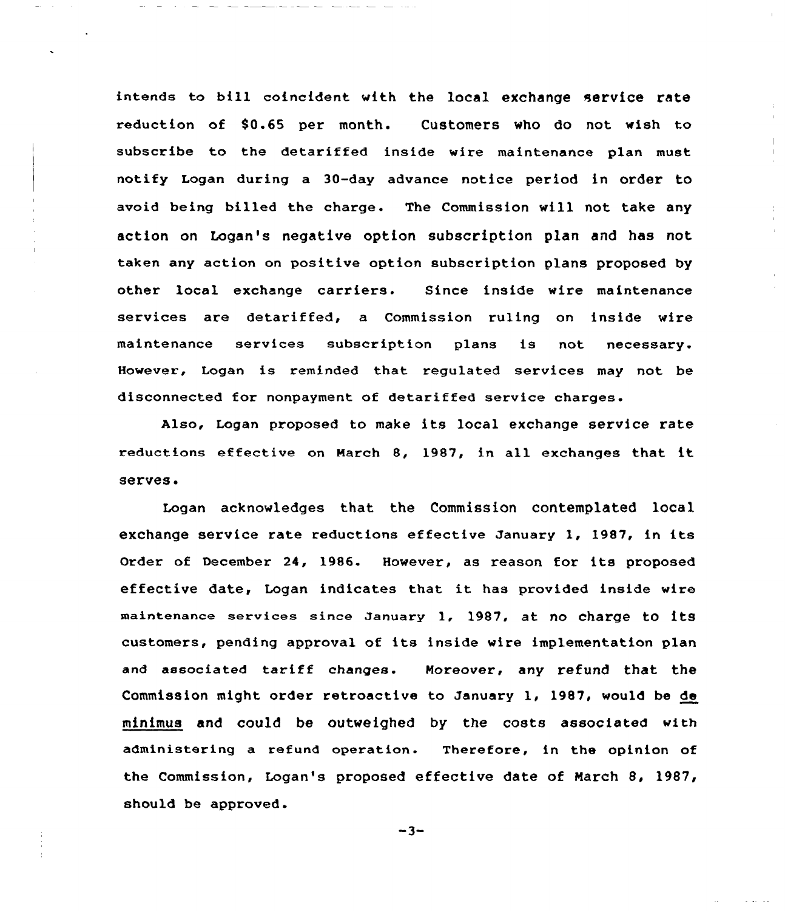intends to bill coincident with the local exchange service rate reduction of $0.65 per month. Customers who do not wish to subscribe to the detariffed inside wire maintenance plan must notify Logan during a 30-day advance notice period in order to avoid being billed the charge. The Commission will not take any action on Logan's negative option subscription plan and has not taken any action on positive option subscription plans proposed by other local exchange carriers. Since inside wire maintenance services are detariffed, a Commission ruling on inside wire maintenance services subscription plans is not necessary. However, Logan is reminded that regulated services may not be disconnected for nonpayment of detariffed service charges.

Also, Logan proposed to make its local exchange service rate reductions effective on March 8, 1987, in all exchanges that it serves.

Logan acknowledges that the Commission contemplated local exchange service rate reductions effective January 1, 1987, in its Order of December 24, 1986. However, as reason for its proposed effective date, Logan indicates that it has provided inside wire maintenance services since January 1, 1987, at no charge to its customers, pending approval of its inside wire implementation plan and associated tariff changes. Moreover, any refund that the Commission might order retroactive to January 1, 1987, would be de minimus and could be outweighed by the costs associated with administering a refund operation. Therefore, in the opinion of the Commission, Logan's proposed effective date of March 8, 1987, should be approved.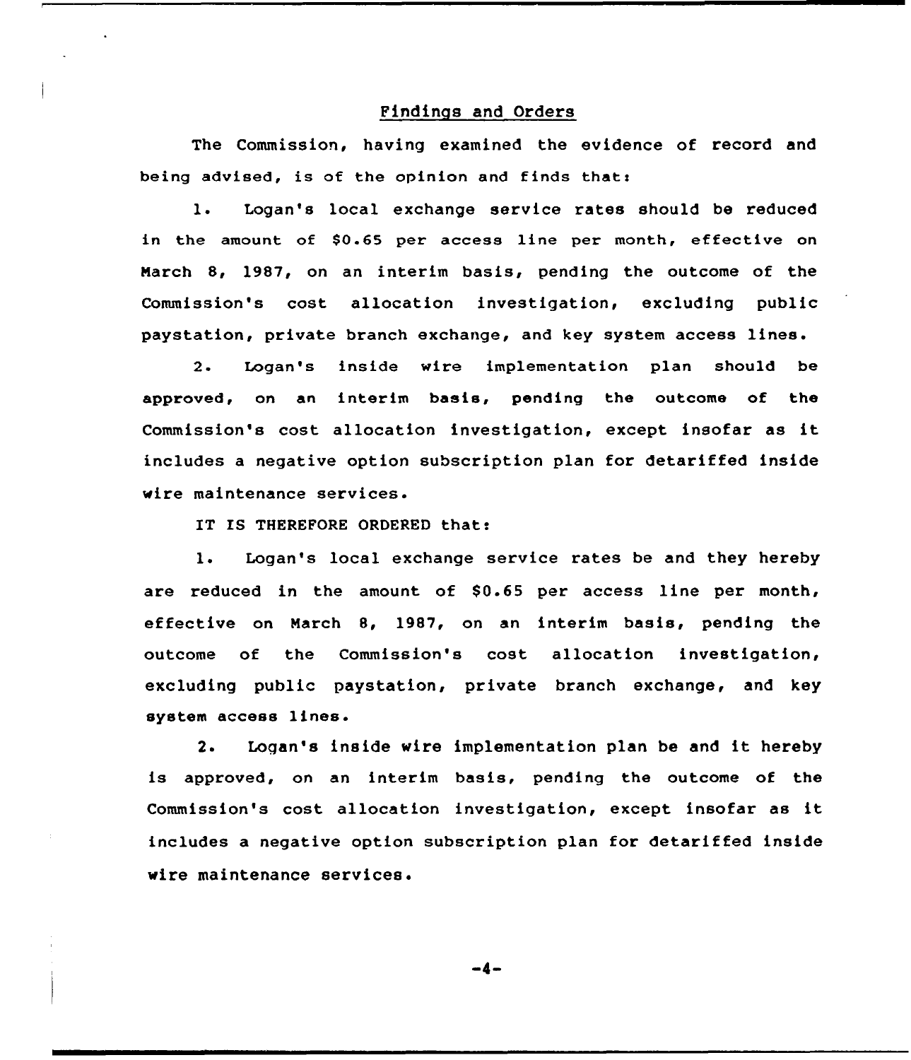## Findings and Orders

The Commission, having examined the evidence of record and being advised, is of the opinion and finds that:

1. Logan's local exchange service rates should be reduced in the amount of $0.65 per access line per month, effective on March 8, 1987, on an interim basis, pending the outcome of the Commission's cost allocation investigation, excluding public paystation, private branch exchange, and key system access lines.

2. Logan's inside wire implementation plan should be approved, on an interim basis, pending the outcome of the Commission's cost allocation investigation, except insofar as it includes a negative option subscription plan for detariffed inside wire maintenance services.

IT IS THEREFORE ORDERED that:

1. Logan's local exchange service rates be and they hereby are reduced in the amount of $0.65 per access line per month, effective on March 8, 1987, on an interim basis, pending the outcome of the Commission's cost allocation investigation, excluding public paystation, private branch exchange, and key system access lines.

2. Logan's inside wire implementation plan be and it hereby is approved, on an interim basis, pending the outcome of the Commission's cost allocation investigation, except insofar as it includes a negative option subscription plan for detariffed inside wire maintenance services.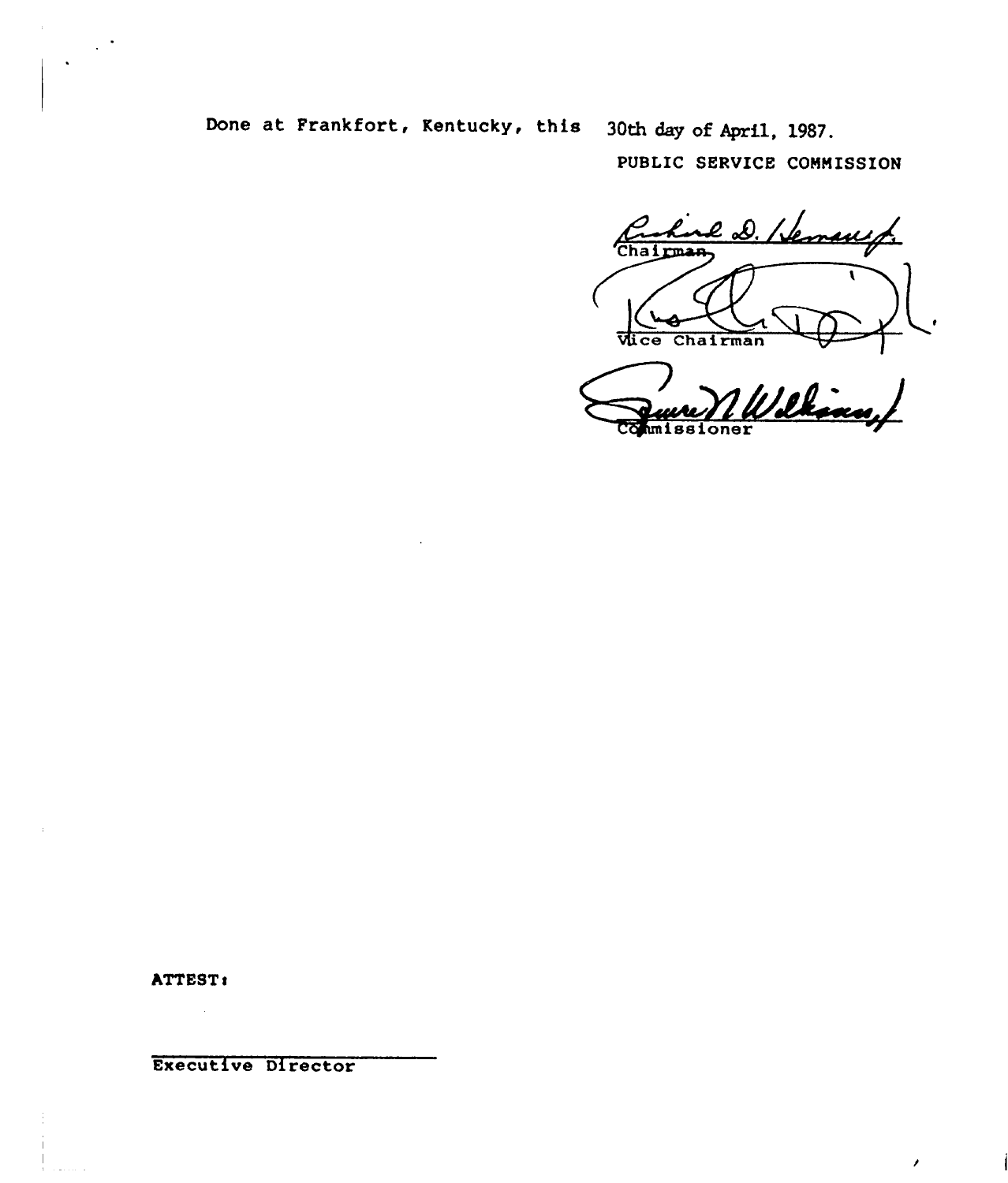Done at Frankfort, Kentucky, this 30th day of April, 1987.

PUBLIC SERVICE COMMISSION

Chairman

Vice Chairman

Commissioner

ATTEST:

Executive Director